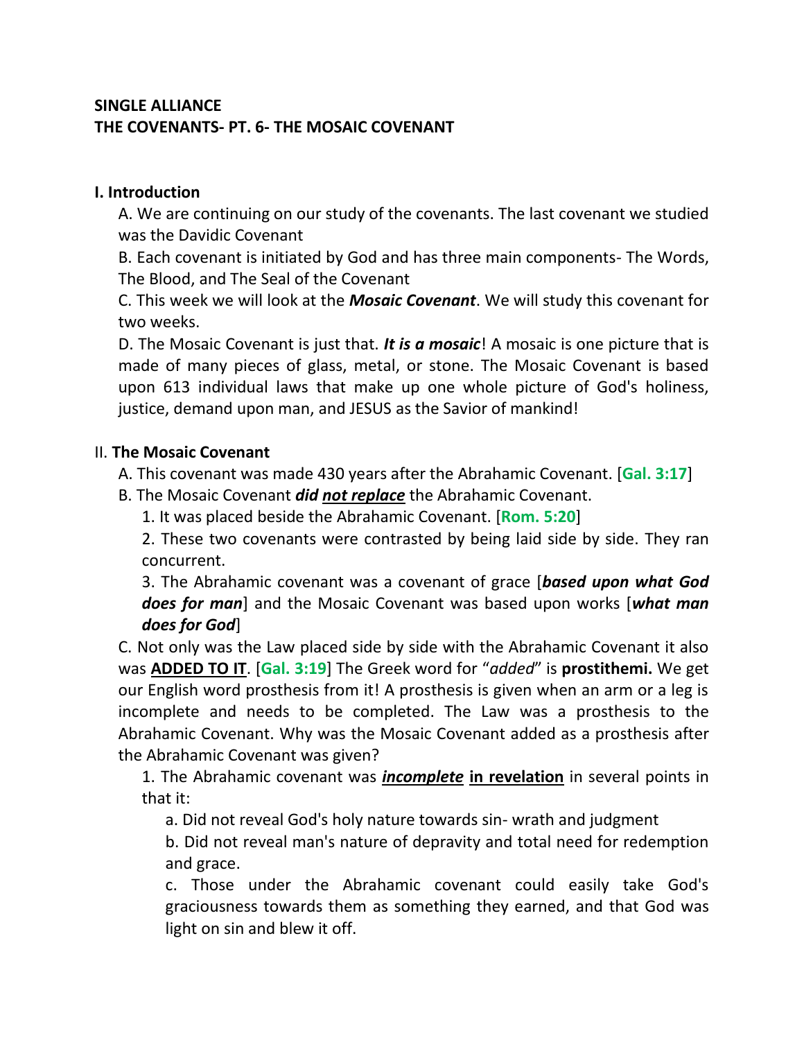**SINGLE ALLIANCE**
**THE COVENANTS- PT. 6- THE MOSAIC COVENANT**

**I. Introduction**

A. We are continuing on our study of the covenants. The last covenant we studied was the Davidic Covenant

B. Each covenant is initiated by God and has three main components- The Words, The Blood, and The Seal of the Covenant

C. This week we will look at the ***Mosaic Covenant***. We will study this covenant for two weeks.

D. The Mosaic Covenant is just that. ***It is a mosaic***! A mosaic is one picture that is made of many pieces of glass, metal, or stone. The Mosaic Covenant is based upon 613 individual laws that make up one whole picture of God's holiness, justice, demand upon man, and JESUS as the Savior of mankind!

II. **The Mosaic Covenant**

A. This covenant was made 430 years after the Abrahamic Covenant. [**Gal. 3:17**]

B. The Mosaic Covenant ***did <u>not replace</u>*** the Abrahamic Covenant.

1. It was placed beside the Abrahamic Covenant. [**Rom. 5:20**]

2. These two covenants were contrasted by being laid side by side. They ran concurrent.

3. The Abrahamic covenant was a covenant of grace [***based upon what God does for man***] and the Mosaic Covenant was based upon works [***what man does for God***]

C. Not only was the Law placed side by side with the Abrahamic Covenant it also was **<u>ADDED TO IT</u>**. [**Gal. 3:19**] The Greek word for "*added*" is **prostithemi.** We get our English word prosthesis from it! A prosthesis is given when an arm or a leg is incomplete and needs to be completed. The Law was a prosthesis to the Abrahamic Covenant. Why was the Mosaic Covenant added as a prosthesis after the Abrahamic Covenant was given?

1. The Abrahamic covenant was ***<u>incomplete</u>*** **<u>in revelation</u>** in several points in that it:

a. Did not reveal God's holy nature towards sin- wrath and judgment

b. Did not reveal man's nature of depravity and total need for redemption and grace.

c. Those under the Abrahamic covenant could easily take God's graciousness towards them as something they earned, and that God was light on sin and blew it off.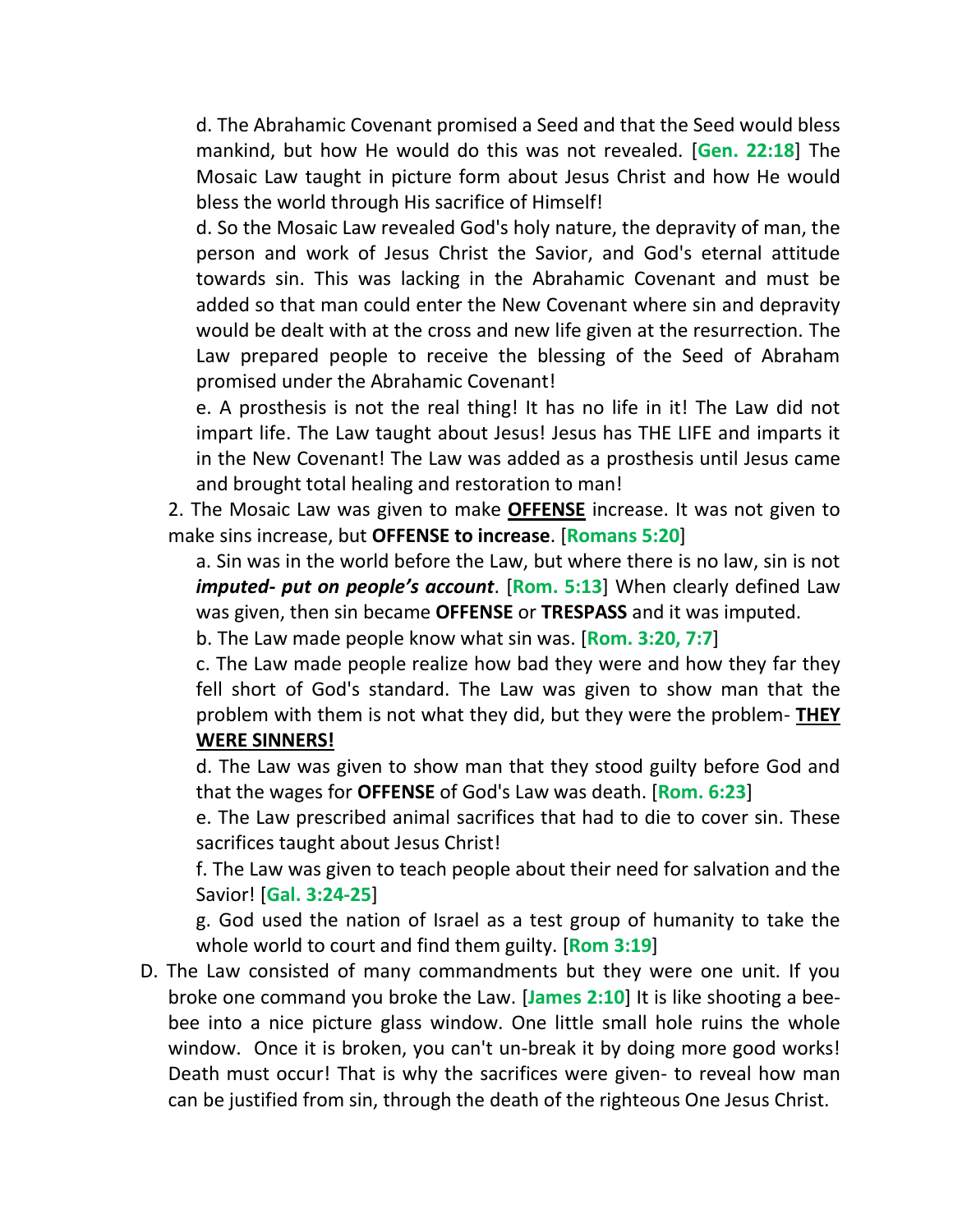d. The Abrahamic Covenant promised a Seed and that the Seed would bless mankind, but how He would do this was not revealed. [**Gen. 22:18**] The Mosaic Law taught in picture form about Jesus Christ and how He would bless the world through His sacrifice of Himself!

d. So the Mosaic Law revealed God's holy nature, the depravity of man, the person and work of Jesus Christ the Savior, and God's eternal attitude towards sin. This was lacking in the Abrahamic Covenant and must be added so that man could enter the New Covenant where sin and depravity would be dealt with at the cross and new life given at the resurrection. The Law prepared people to receive the blessing of the Seed of Abraham promised under the Abrahamic Covenant!

e. A prosthesis is not the real thing! It has no life in it! The Law did not impart life. The Law taught about Jesus! Jesus has THE LIFE and imparts it in the New Covenant! The Law was added as a prosthesis until Jesus came and brought total healing and restoration to man!

2. The Mosaic Law was given to make **<u>OFFENSE</u>** increase. It was not given to make sins increase, but **OFFENSE to increase**. [**Romans 5:20**]

a. Sin was in the world before the Law, but where there is no law, sin is not ***imputed- put on people's account***. [**Rom. 5:13**] When clearly defined Law was given, then sin became **OFFENSE** or **TRESPASS** and it was imputed.

b. The Law made people know what sin was. [**Rom. 3:20, 7:7**]

c. The Law made people realize how bad they were and how they far they fell short of God's standard. The Law was given to show man that the problem with them is not what they did, but they were the problem- **<u>THEY WERE SINNERS!</u>**

d. The Law was given to show man that they stood guilty before God and that the wages for **OFFENSE** of God's Law was death. [**Rom. 6:23**]

e. The Law prescribed animal sacrifices that had to die to cover sin. These sacrifices taught about Jesus Christ!

f. The Law was given to teach people about their need for salvation and the Savior! [**Gal. 3:24-25**]

g. God used the nation of Israel as a test group of humanity to take the whole world to court and find them guilty. [**Rom 3:19**]

D. The Law consisted of many commandments but they were one unit. If you broke one command you broke the Law. [**James 2:10**] It is like shooting a bee-bee into a nice picture glass window. One little small hole ruins the whole window. Once it is broken, you can't un-break it by doing more good works! Death must occur! That is why the sacrifices were given- to reveal how man can be justified from sin, through the death of the righteous One Jesus Christ.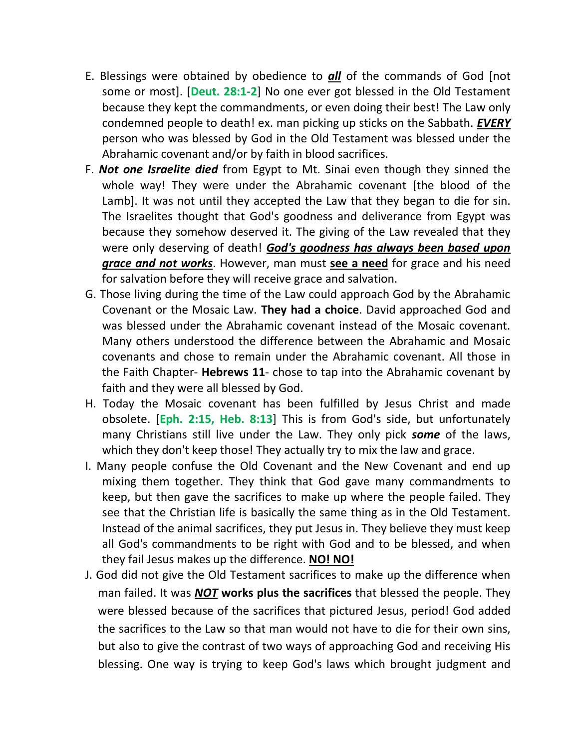E. Blessings were obtained by obedience to ***all*** of the commands of God [not some or most]. [**Deut. 28:1-2**] No one ever got blessed in the Old Testament because they kept the commandments, or even doing their best! The Law only condemned people to death! ex. man picking up sticks on the Sabbath. ***EVERY*** person who was blessed by God in the Old Testament was blessed under the Abrahamic covenant and/or by faith in blood sacrifices.

F. ***Not one Israelite died*** from Egypt to Mt. Sinai even though they sinned the whole way! They were under the Abrahamic covenant [the blood of the Lamb]. It was not until they accepted the Law that they began to die for sin. The Israelites thought that God's goodness and deliverance from Egypt was because they somehow deserved it. The giving of the Law revealed that they were only deserving of death! ***God's goodness has always been based upon grace and not works***. However, man must **see a need** for grace and his need for salvation before they will receive grace and salvation.

G. Those living during the time of the Law could approach God by the Abrahamic Covenant or the Mosaic Law. **They had a choice**. David approached God and was blessed under the Abrahamic covenant instead of the Mosaic covenant. Many others understood the difference between the Abrahamic and Mosaic covenants and chose to remain under the Abrahamic covenant. All those in the Faith Chapter- **Hebrews 11**- chose to tap into the Abrahamic covenant by faith and they were all blessed by God.

H. Today the Mosaic covenant has been fulfilled by Jesus Christ and made obsolete. [**Eph. 2:15, Heb. 8:13**] This is from God's side, but unfortunately many Christians still live under the Law. They only pick ***some*** of the laws, which they don't keep those! They actually try to mix the law and grace.

I. Many people confuse the Old Covenant and the New Covenant and end up mixing them together. They think that God gave many commandments to keep, but then gave the sacrifices to make up where the people failed. They see that the Christian life is basically the same thing as in the Old Testament. Instead of the animal sacrifices, they put Jesus in. They believe they must keep all God's commandments to be right with God and to be blessed, and when they fail Jesus makes up the difference. **NO! NO!**

J. God did not give the Old Testament sacrifices to make up the difference when man failed. It was ***NOT*** **works plus the sacrifices** that blessed the people. They were blessed because of the sacrifices that pictured Jesus, period! God added the sacrifices to the Law so that man would not have to die for their own sins, but also to give the contrast of two ways of approaching God and receiving His blessing. One way is trying to keep God's laws which brought judgment and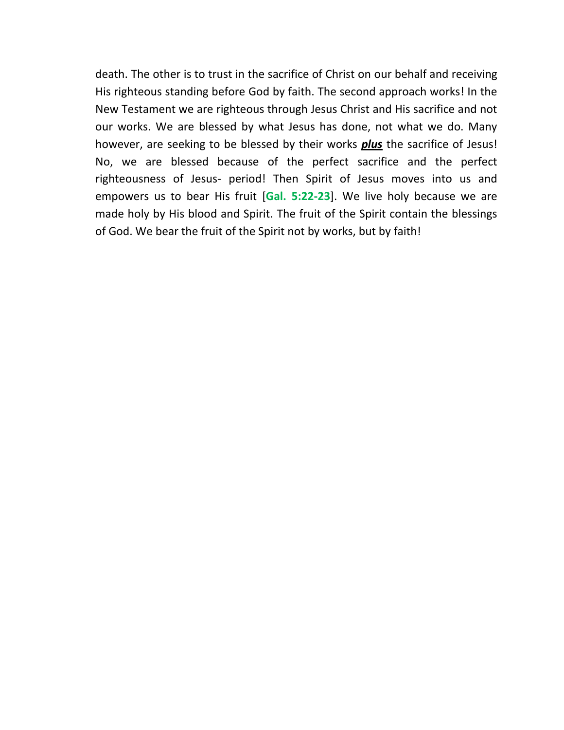death. The other is to trust in the sacrifice of Christ on our behalf and receiving His righteous standing before God by faith. The second approach works! In the New Testament we are righteous through Jesus Christ and His sacrifice and not our works. We are blessed by what Jesus has done, not what we do. Many however, are seeking to be blessed by their works ***plus*** the sacrifice of Jesus! No, we are blessed because of the perfect sacrifice and the perfect righteousness of Jesus- period! Then Spirit of Jesus moves into us and empowers us to bear His fruit [**Gal. 5:22-23**]. We live holy because we are made holy by His blood and Spirit. The fruit of the Spirit contain the blessings of God. We bear the fruit of the Spirit not by works, but by faith!